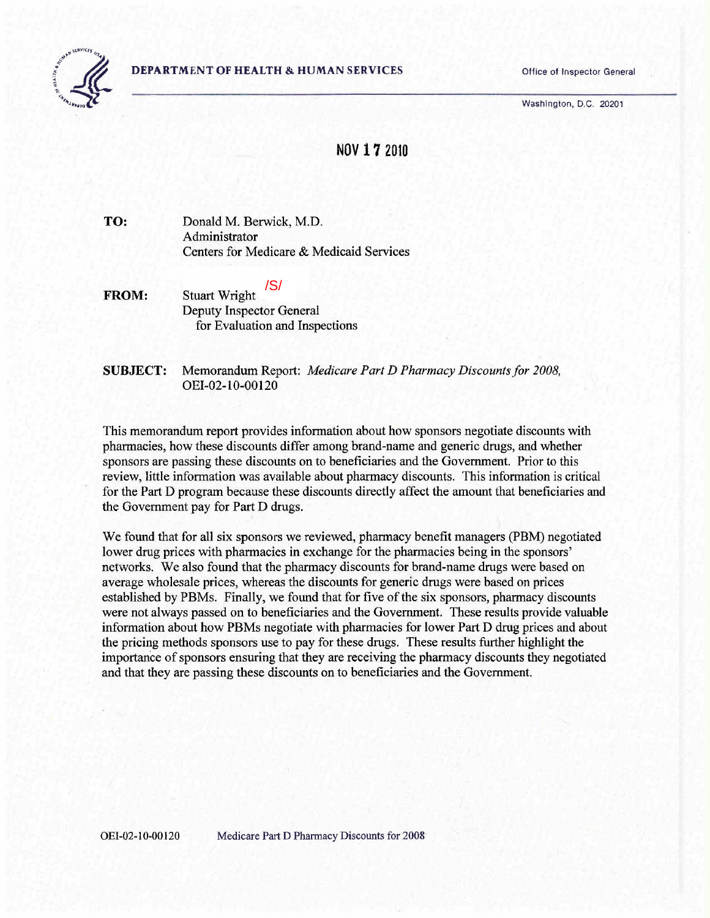**DEPARTMENT OF HEALTH & HUMAN SERVICES**

Office of Inspector General

Washington, D.C. 20201

NOV 17 2010

**TO:** Donald M. Berwick, M.D.
Administrator
Centers for Medicare & Medicaid Services

**FROM:** /S/
Stuart Wright
Deputy Inspector General
for Evaluation and Inspections

**SUBJECT:** Memorandum Report: *Medicare Part D Pharmacy Discounts for 2008*, OEI-02-10-00120

This memorandum report provides information about how sponsors negotiate discounts with pharmacies, how these discounts differ among brand-name and generic drugs, and whether sponsors are passing these discounts on to beneficiaries and the Government. Prior to this review, little information was available about pharmacy discounts. This information is critical for the Part D program because these discounts directly affect the amount that beneficiaries and the Government pay for Part D drugs.

We found that for all six sponsors we reviewed, pharmacy benefit managers (PBM) negotiated lower drug prices with pharmacies in exchange for the pharmacies being in the sponsors' networks. We also found that the pharmacy discounts for brand-name drugs were based on average wholesale prices, whereas the discounts for generic drugs were based on prices established by PBMs. Finally, we found that for five of the six sponsors, pharmacy discounts were not always passed on to beneficiaries and the Government. These results provide valuable information about how PBMs negotiate with pharmacies for lower Part D drug prices and about the pricing methods sponsors use to pay for these drugs. These results further highlight the importance of sponsors ensuring that they are receiving the pharmacy discounts they negotiated and that they are passing these discounts on to beneficiaries and the Government.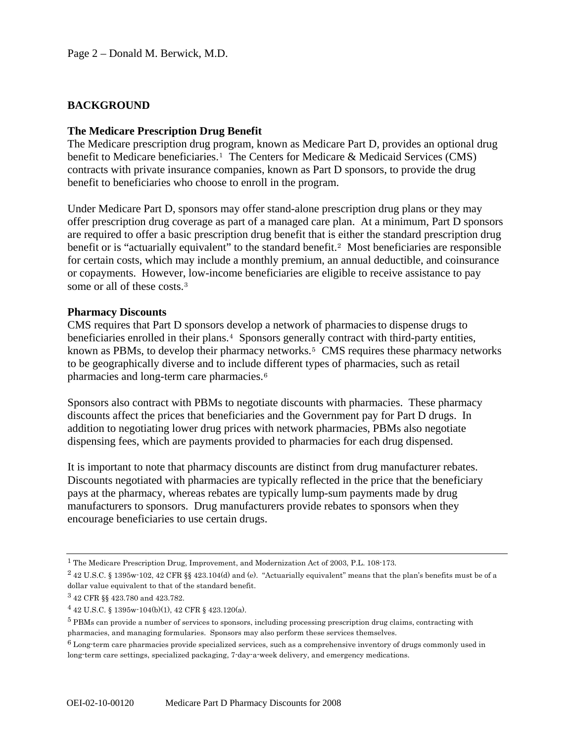## BACKGROUND

### The Medicare Prescription Drug Benefit

The Medicare prescription drug program, known as Medicare Part D, provides an optional drug benefit to Medicare beneficiaries.[1] The Centers for Medicare & Medicaid Services (CMS) contracts with private insurance companies, known as Part D sponsors, to provide the drug benefit to beneficiaries who choose to enroll in the program.

Under Medicare Part D, sponsors may offer stand-alone prescription drug plans or they may offer prescription drug coverage as part of a managed care plan. At a minimum, Part D sponsors are required to offer a basic prescription drug benefit that is either the standard prescription drug benefit or is "actuarially equivalent" to the standard benefit.[2] Most beneficiaries are responsible for certain costs, which may include a monthly premium, an annual deductible, and coinsurance or copayments. However, low-income beneficiaries are eligible to receive assistance to pay some or all of these costs.[3]

### Pharmacy Discounts

CMS requires that Part D sponsors develop a network of pharmacies to dispense drugs to beneficiaries enrolled in their plans.[4] Sponsors generally contract with third-party entities, known as PBMs, to develop their pharmacy networks.[5] CMS requires these pharmacy networks to be geographically diverse and to include different types of pharmacies, such as retail pharmacies and long-term care pharmacies.[6]

Sponsors also contract with PBMs to negotiate discounts with pharmacies. These pharmacy discounts affect the prices that beneficiaries and the Government pay for Part D drugs. In addition to negotiating lower drug prices with network pharmacies, PBMs also negotiate dispensing fees, which are payments provided to pharmacies for each drug dispensed.

It is important to note that pharmacy discounts are distinct from drug manufacturer rebates. Discounts negotiated with pharmacies are typically reflected in the price that the beneficiary pays at the pharmacy, whereas rebates are typically lump-sum payments made by drug manufacturers to sponsors. Drug manufacturers provide rebates to sponsors when they encourage beneficiaries to use certain drugs.

---

[1] The Medicare Prescription Drug, Improvement, and Modernization Act of 2003, P.L. 108-173.

[2] 42 U.S.C. § 1395w-102, 42 CFR §§ 423.104(d) and (e). "Actuarially equivalent" means that the plan's benefits must be of a dollar value equivalent to that of the standard benefit.

[3] 42 CFR §§ 423.780 and 423.782.

[4] 42 U.S.C. § 1395w-104(b)(1), 42 CFR § 423.120(a).

[5] PBMs can provide a number of services to sponsors, including processing prescription drug claims, contracting with pharmacies, and managing formularies. Sponsors may also perform these services themselves.

[6] Long-term care pharmacies provide specialized services, such as a comprehensive inventory of drugs commonly used in long-term care settings, specialized packaging, 7-day-a-week delivery, and emergency medications.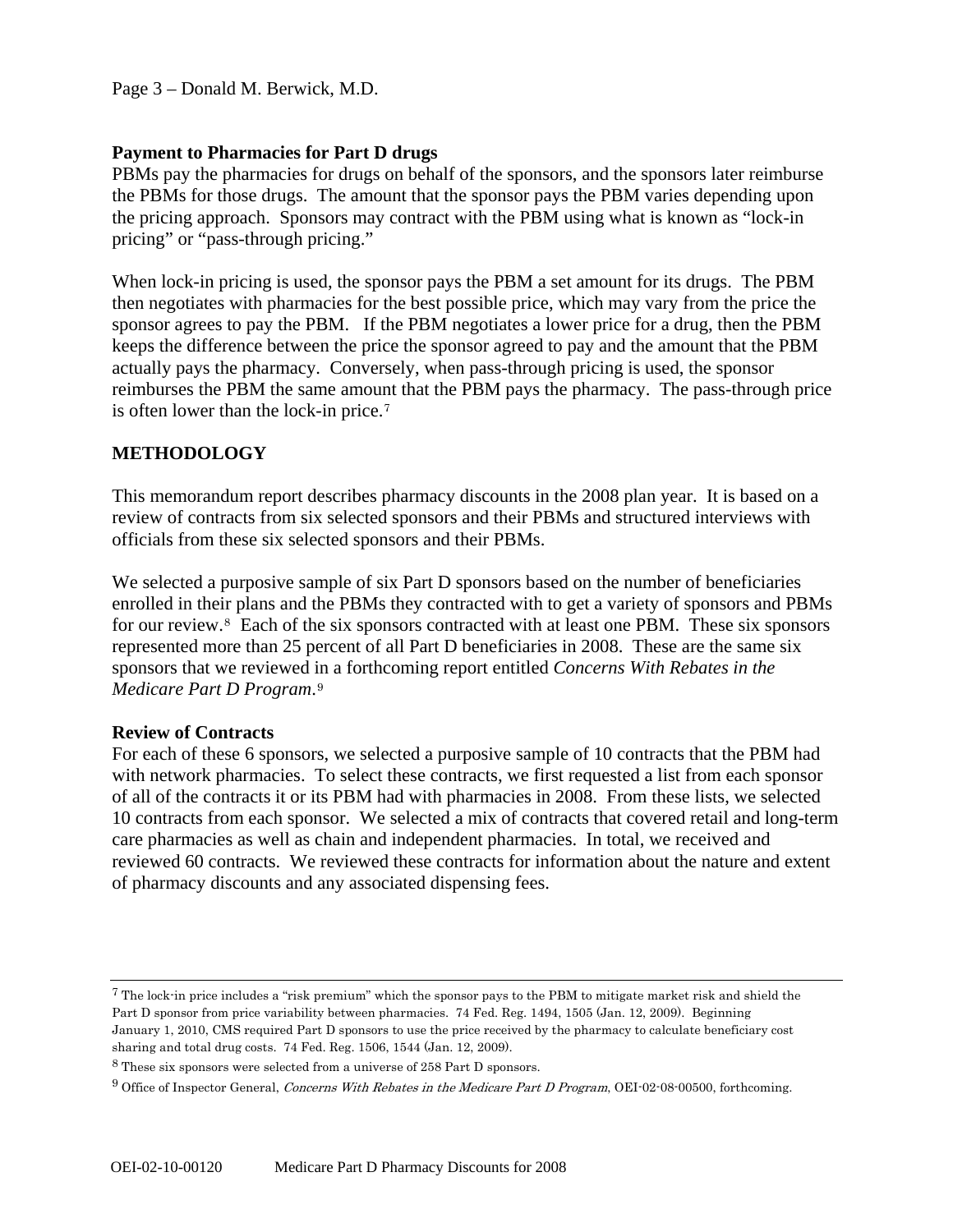**Payment to Pharmacies for Part D drugs**

PBMs pay the pharmacies for drugs on behalf of the sponsors, and the sponsors later reimburse the PBMs for those drugs. The amount that the sponsor pays the PBM varies depending upon the pricing approach. Sponsors may contract with the PBM using what is known as "lock-in pricing" or "pass-through pricing."

When lock-in pricing is used, the sponsor pays the PBM a set amount for its drugs. The PBM then negotiates with pharmacies for the best possible price, which may vary from the price the sponsor agrees to pay the PBM. If the PBM negotiates a lower price for a drug, then the PBM keeps the difference between the price the sponsor agreed to pay and the amount that the PBM actually pays the pharmacy. Conversely, when pass-through pricing is used, the sponsor reimburses the PBM the same amount that the PBM pays the pharmacy. The pass-through price is often lower than the lock-in price.[7]

## METHODOLOGY

This memorandum report describes pharmacy discounts in the 2008 plan year. It is based on a review of contracts from six selected sponsors and their PBMs and structured interviews with officials from these six selected sponsors and their PBMs.

We selected a purposive sample of six Part D sponsors based on the number of beneficiaries enrolled in their plans and the PBMs they contracted with to get a variety of sponsors and PBMs for our review.[8] Each of the six sponsors contracted with at least one PBM. These six sponsors represented more than 25 percent of all Part D beneficiaries in 2008. These are the same six sponsors that we reviewed in a forthcoming report entitled *Concerns With Rebates in the Medicare Part D Program*.[9]

**Review of Contracts**

For each of these 6 sponsors, we selected a purposive sample of 10 contracts that the PBM had with network pharmacies. To select these contracts, we first requested a list from each sponsor of all of the contracts it or its PBM had with pharmacies in 2008. From these lists, we selected 10 contracts from each sponsor. We selected a mix of contracts that covered retail and long-term care pharmacies as well as chain and independent pharmacies. In total, we received and reviewed 60 contracts. We reviewed these contracts for information about the nature and extent of pharmacy discounts and any associated dispensing fees.

---

[7] The lock-in price includes a "risk premium" which the sponsor pays to the PBM to mitigate market risk and shield the Part D sponsor from price variability between pharmacies. 74 Fed. Reg. 1494, 1505 (Jan. 12, 2009). Beginning January 1, 2010, CMS required Part D sponsors to use the price received by the pharmacy to calculate beneficiary cost sharing and total drug costs. 74 Fed. Reg. 1506, 1544 (Jan. 12, 2009).

[8] These six sponsors were selected from a universe of 258 Part D sponsors.

[9] Office of Inspector General, *Concerns With Rebates in the Medicare Part D Program*, OEI-02-08-00500, forthcoming.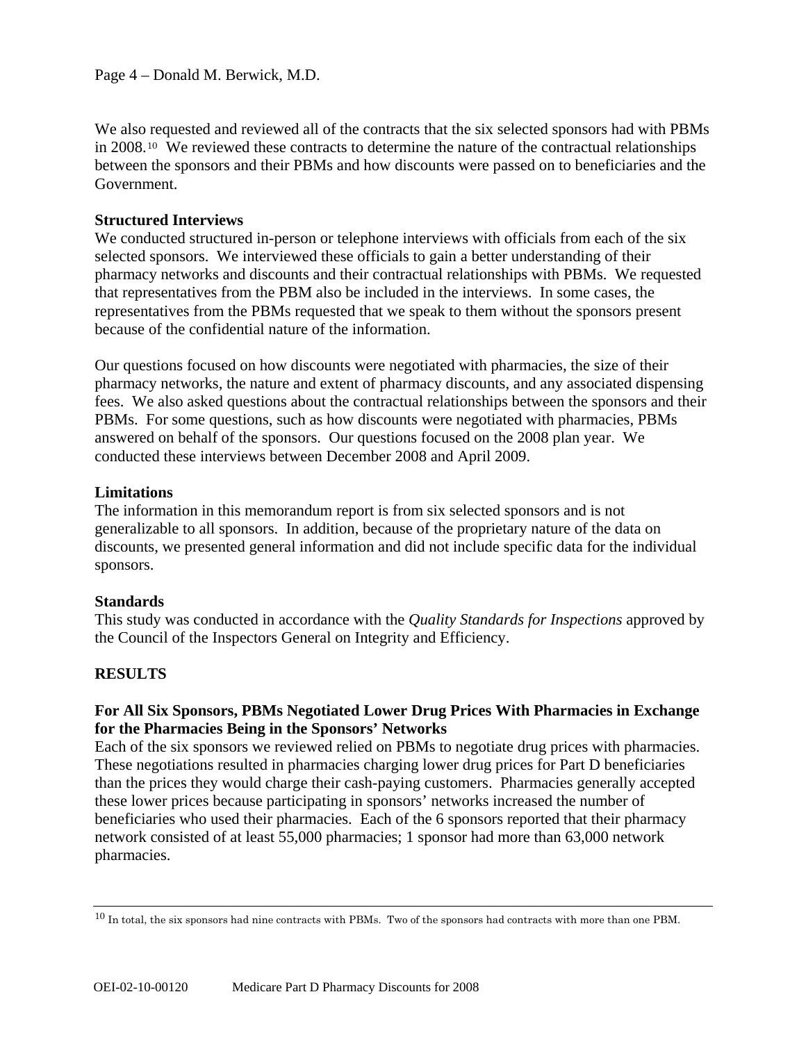We also requested and reviewed all of the contracts that the six selected sponsors had with PBMs in 2008.[10] We reviewed these contracts to determine the nature of the contractual relationships between the sponsors and their PBMs and how discounts were passed on to beneficiaries and the Government.

**Structured Interviews**

We conducted structured in-person or telephone interviews with officials from each of the six selected sponsors. We interviewed these officials to gain a better understanding of their pharmacy networks and discounts and their contractual relationships with PBMs. We requested that representatives from the PBM also be included in the interviews. In some cases, the representatives from the PBMs requested that we speak to them without the sponsors present because of the confidential nature of the information.

Our questions focused on how discounts were negotiated with pharmacies, the size of their pharmacy networks, the nature and extent of pharmacy discounts, and any associated dispensing fees. We also asked questions about the contractual relationships between the sponsors and their PBMs. For some questions, such as how discounts were negotiated with pharmacies, PBMs answered on behalf of the sponsors. Our questions focused on the 2008 plan year. We conducted these interviews between December 2008 and April 2009.

**Limitations**

The information in this memorandum report is from six selected sponsors and is not generalizable to all sponsors. In addition, because of the proprietary nature of the data on discounts, we presented general information and did not include specific data for the individual sponsors.

**Standards**

This study was conducted in accordance with the *Quality Standards for Inspections* approved by the Council of the Inspectors General on Integrity and Efficiency.

## RESULTS

### For All Six Sponsors, PBMs Negotiated Lower Drug Prices With Pharmacies in Exchange for the Pharmacies Being in the Sponsors' Networks

Each of the six sponsors we reviewed relied on PBMs to negotiate drug prices with pharmacies. These negotiations resulted in pharmacies charging lower drug prices for Part D beneficiaries than the prices they would charge their cash-paying customers. Pharmacies generally accepted these lower prices because participating in sponsors' networks increased the number of beneficiaries who used their pharmacies. Each of the 6 sponsors reported that their pharmacy network consisted of at least 55,000 pharmacies; 1 sponsor had more than 63,000 network pharmacies.

---

[10] In total, the six sponsors had nine contracts with PBMs. Two of the sponsors had contracts with more than one PBM.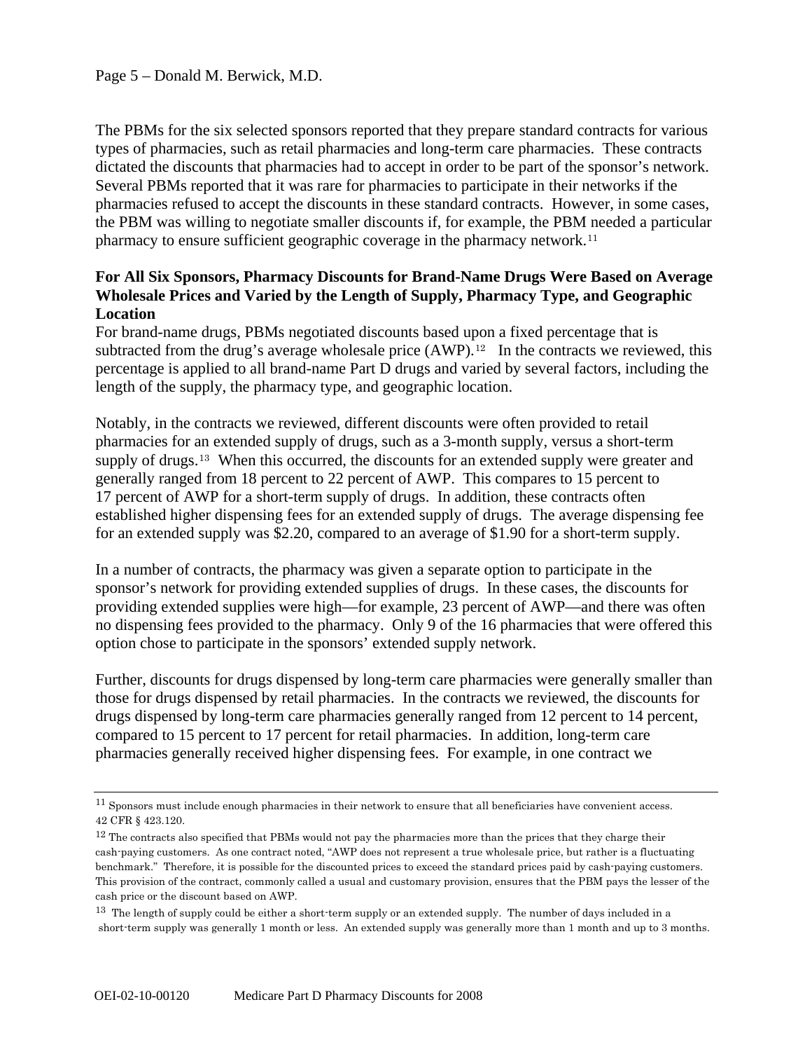The PBMs for the six selected sponsors reported that they prepare standard contracts for various types of pharmacies, such as retail pharmacies and long-term care pharmacies. These contracts dictated the discounts that pharmacies had to accept in order to be part of the sponsor's network. Several PBMs reported that it was rare for pharmacies to participate in their networks if the pharmacies refused to accept the discounts in these standard contracts. However, in some cases, the PBM was willing to negotiate smaller discounts if, for example, the PBM needed a particular pharmacy to ensure sufficient geographic coverage in the pharmacy network.[11]

**For All Six Sponsors, Pharmacy Discounts for Brand-Name Drugs Were Based on Average Wholesale Prices and Varied by the Length of Supply, Pharmacy Type, and Geographic Location**

For brand-name drugs, PBMs negotiated discounts based upon a fixed percentage that is subtracted from the drug's average wholesale price (AWP).[12] In the contracts we reviewed, this percentage is applied to all brand-name Part D drugs and varied by several factors, including the length of the supply, the pharmacy type, and geographic location.

Notably, in the contracts we reviewed, different discounts were often provided to retail pharmacies for an extended supply of drugs, such as a 3-month supply, versus a short-term supply of drugs.[13] When this occurred, the discounts for an extended supply were greater and generally ranged from 18 percent to 22 percent of AWP. This compares to 15 percent to 17 percent of AWP for a short-term supply of drugs. In addition, these contracts often established higher dispensing fees for an extended supply of drugs. The average dispensing fee for an extended supply was $2.20, compared to an average of $1.90 for a short-term supply.

In a number of contracts, the pharmacy was given a separate option to participate in the sponsor's network for providing extended supplies of drugs. In these cases, the discounts for providing extended supplies were high—for example, 23 percent of AWP—and there was often no dispensing fees provided to the pharmacy. Only 9 of the 16 pharmacies that were offered this option chose to participate in the sponsors' extended supply network.

Further, discounts for drugs dispensed by long-term care pharmacies were generally smaller than those for drugs dispensed by retail pharmacies. In the contracts we reviewed, the discounts for drugs dispensed by long-term care pharmacies generally ranged from 12 percent to 14 percent, compared to 15 percent to 17 percent for retail pharmacies. In addition, long-term care pharmacies generally received higher dispensing fees. For example, in one contract we

---

[11] Sponsors must include enough pharmacies in their network to ensure that all beneficiaries have convenient access. 42 CFR § 423.120.

[12] The contracts also specified that PBMs would not pay the pharmacies more than the prices that they charge their cash-paying customers. As one contract noted, "AWP does not represent a true wholesale price, but rather is a fluctuating benchmark." Therefore, it is possible for the discounted prices to exceed the standard prices paid by cash-paying customers. This provision of the contract, commonly called a usual and customary provision, ensures that the PBM pays the lesser of the cash price or the discount based on AWP.

[13] The length of supply could be either a short-term supply or an extended supply. The number of days included in a short-term supply was generally 1 month or less. An extended supply was generally more than 1 month and up to 3 months.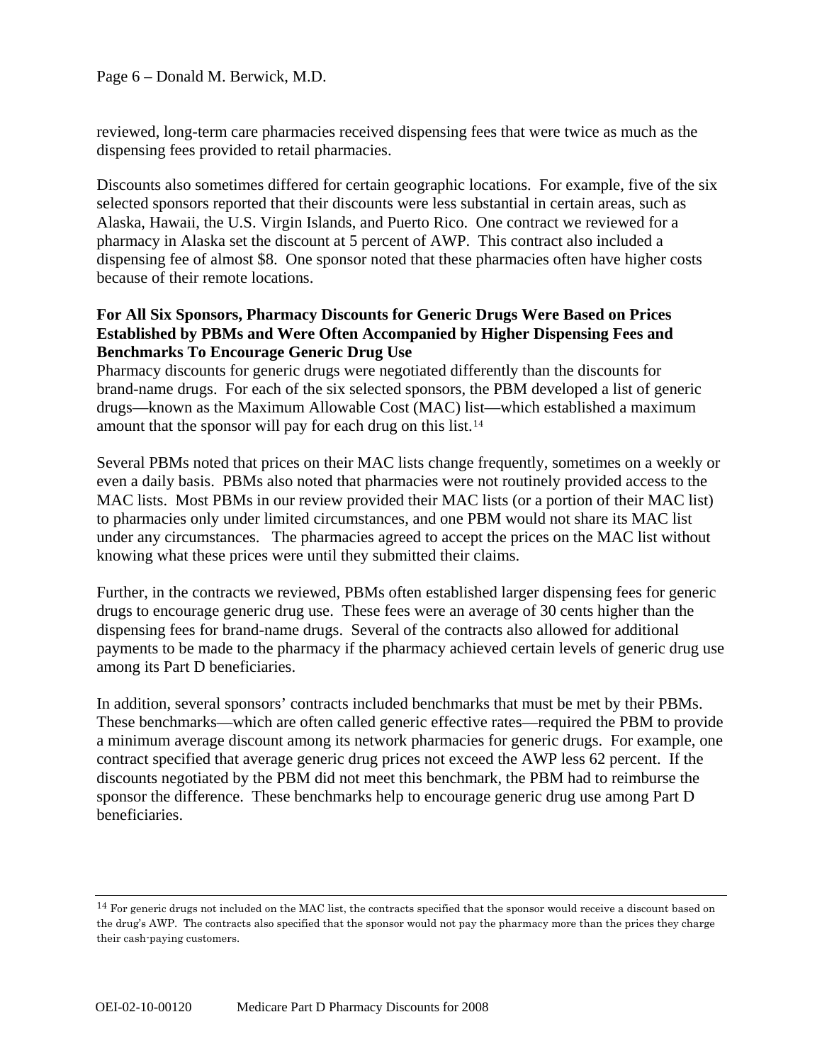reviewed, long-term care pharmacies received dispensing fees that were twice as much as the dispensing fees provided to retail pharmacies.

Discounts also sometimes differed for certain geographic locations. For example, five of the six selected sponsors reported that their discounts were less substantial in certain areas, such as Alaska, Hawaii, the U.S. Virgin Islands, and Puerto Rico. One contract we reviewed for a pharmacy in Alaska set the discount at 5 percent of AWP. This contract also included a dispensing fee of almost $8. One sponsor noted that these pharmacies often have higher costs because of their remote locations.

**For All Six Sponsors, Pharmacy Discounts for Generic Drugs Were Based on Prices Established by PBMs and Were Often Accompanied by Higher Dispensing Fees and Benchmarks To Encourage Generic Drug Use**

Pharmacy discounts for generic drugs were negotiated differently than the discounts for brand-name drugs. For each of the six selected sponsors, the PBM developed a list of generic drugs—known as the Maximum Allowable Cost (MAC) list—which established a maximum amount that the sponsor will pay for each drug on this list.[14]

Several PBMs noted that prices on their MAC lists change frequently, sometimes on a weekly or even a daily basis. PBMs also noted that pharmacies were not routinely provided access to the MAC lists. Most PBMs in our review provided their MAC lists (or a portion of their MAC list) to pharmacies only under limited circumstances, and one PBM would not share its MAC list under any circumstances. The pharmacies agreed to accept the prices on the MAC list without knowing what these prices were until they submitted their claims.

Further, in the contracts we reviewed, PBMs often established larger dispensing fees for generic drugs to encourage generic drug use. These fees were an average of 30 cents higher than the dispensing fees for brand-name drugs. Several of the contracts also allowed for additional payments to be made to the pharmacy if the pharmacy achieved certain levels of generic drug use among its Part D beneficiaries.

In addition, several sponsors' contracts included benchmarks that must be met by their PBMs. These benchmarks—which are often called generic effective rates—required the PBM to provide a minimum average discount among its network pharmacies for generic drugs. For example, one contract specified that average generic drug prices not exceed the AWP less 62 percent. If the discounts negotiated by the PBM did not meet this benchmark, the PBM had to reimburse the sponsor the difference. These benchmarks help to encourage generic drug use among Part D beneficiaries.

---

[14] For generic drugs not included on the MAC list, the contracts specified that the sponsor would receive a discount based on the drug's AWP. The contracts also specified that the sponsor would not pay the pharmacy more than the prices they charge their cash-paying customers.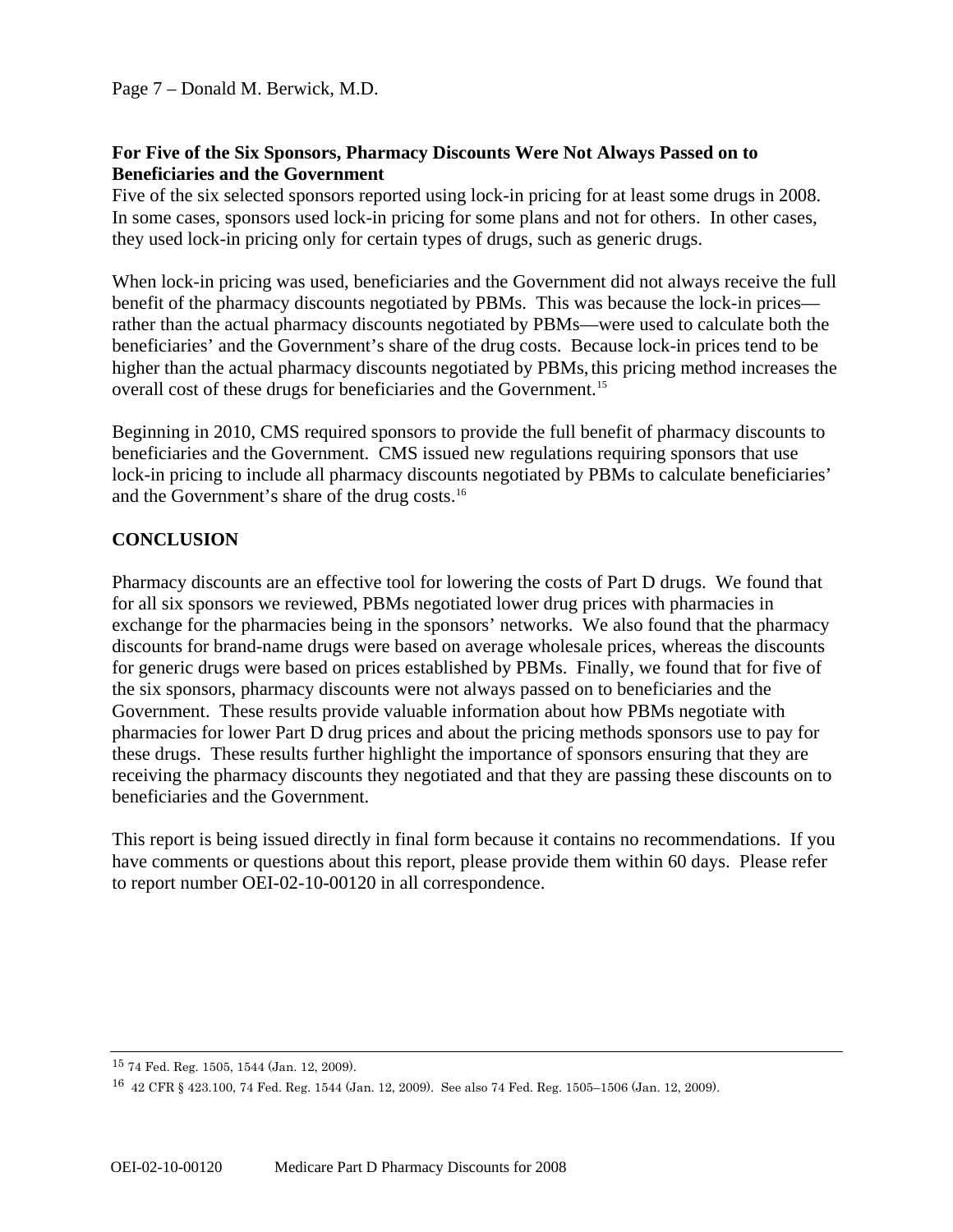**For Five of the Six Sponsors, Pharmacy Discounts Were Not Always Passed on to Beneficiaries and the Government**

Five of the six selected sponsors reported using lock-in pricing for at least some drugs in 2008. In some cases, sponsors used lock-in pricing for some plans and not for others. In other cases, they used lock-in pricing only for certain types of drugs, such as generic drugs.

When lock-in pricing was used, beneficiaries and the Government did not always receive the full benefit of the pharmacy discounts negotiated by PBMs. This was because the lock-in prices—rather than the actual pharmacy discounts negotiated by PBMs—were used to calculate both the beneficiaries' and the Government's share of the drug costs. Because lock-in prices tend to be higher than the actual pharmacy discounts negotiated by PBMs, this pricing method increases the overall cost of these drugs for beneficiaries and the Government.[15]

Beginning in 2010, CMS required sponsors to provide the full benefit of pharmacy discounts to beneficiaries and the Government. CMS issued new regulations requiring sponsors that use lock-in pricing to include all pharmacy discounts negotiated by PBMs to calculate beneficiaries' and the Government's share of the drug costs.[16]

## CONCLUSION

Pharmacy discounts are an effective tool for lowering the costs of Part D drugs. We found that for all six sponsors we reviewed, PBMs negotiated lower drug prices with pharmacies in exchange for the pharmacies being in the sponsors' networks. We also found that the pharmacy discounts for brand-name drugs were based on average wholesale prices, whereas the discounts for generic drugs were based on prices established by PBMs. Finally, we found that for five of the six sponsors, pharmacy discounts were not always passed on to beneficiaries and the Government. These results provide valuable information about how PBMs negotiate with pharmacies for lower Part D drug prices and about the pricing methods sponsors use to pay for these drugs. These results further highlight the importance of sponsors ensuring that they are receiving the pharmacy discounts they negotiated and that they are passing these discounts on to beneficiaries and the Government.

This report is being issued directly in final form because it contains no recommendations. If you have comments or questions about this report, please provide them within 60 days. Please refer to report number OEI-02-10-00120 in all correspondence.

---

[15] 74 Fed. Reg. 1505, 1544 (Jan. 12, 2009).

[16] 42 CFR § 423.100, 74 Fed. Reg. 1544 (Jan. 12, 2009). See also 74 Fed. Reg. 1505–1506 (Jan. 12, 2009).